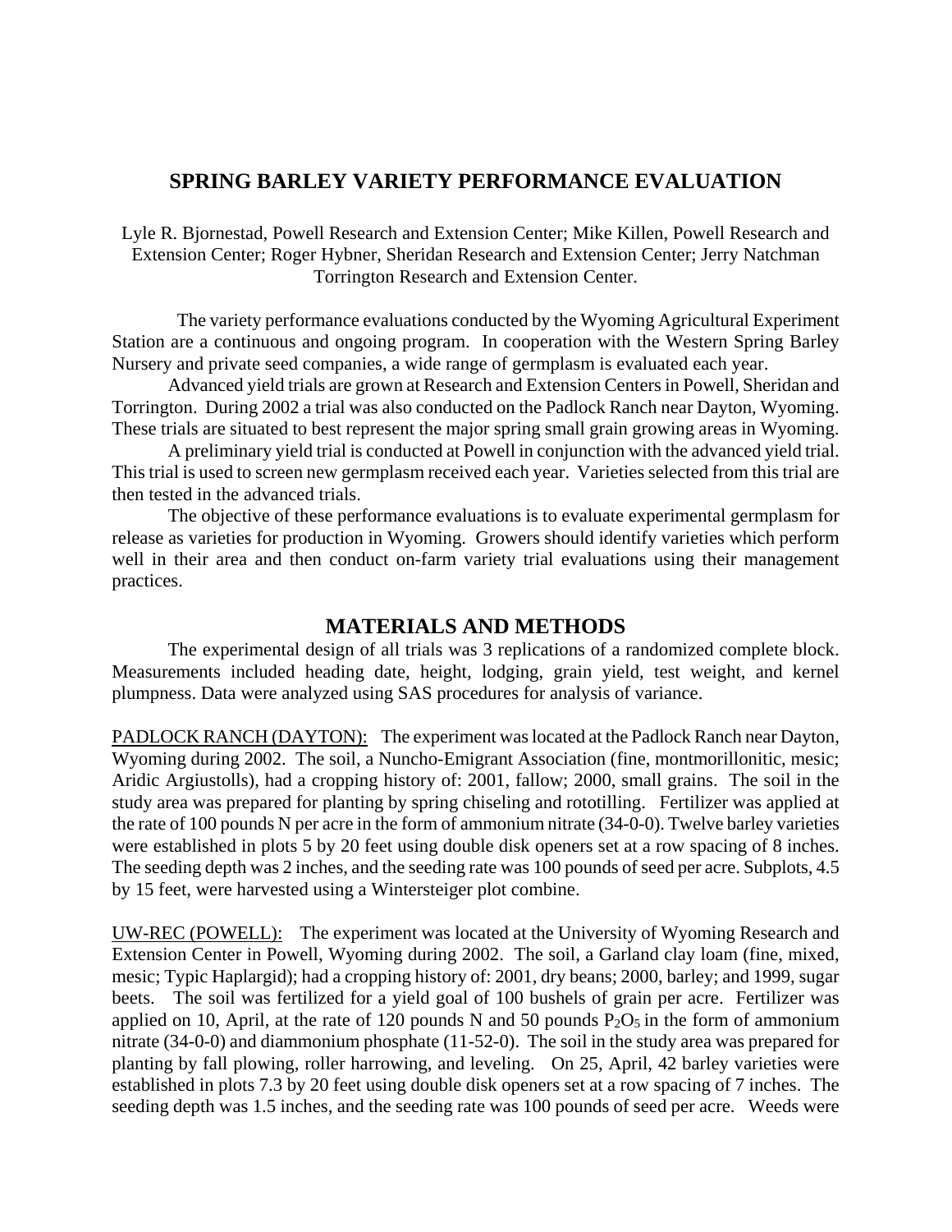# SPRING BARLEY VARIETY PERFORMANCE EVALUATION

Lyle R. Bjornestad, Powell Research and Extension Center; Mike Killen, Powell Research and Extension Center; Roger Hybner, Sheridan Research and Extension Center; Jerry Natchman Torrington Research and Extension Center.

The variety performance evaluations conducted by the Wyoming Agricultural Experiment Station are a continuous and ongoing program. In cooperation with the Western Spring Barley Nursery and private seed companies, a wide range of germplasm is evaluated each year.

Advanced yield trials are grown at Research and Extension Centers in Powell, Sheridan and Torrington. During 2002 a trial was also conducted on the Padlock Ranch near Dayton, Wyoming. These trials are situated to best represent the major spring small grain growing areas in Wyoming.

A preliminary yield trial is conducted at Powell in conjunction with the advanced yield trial. This trial is used to screen new germplasm received each year. Varieties selected from this trial are then tested in the advanced trials.

The objective of these performance evaluations is to evaluate experimental germplasm for release as varieties for production in Wyoming. Growers should identify varieties which perform well in their area and then conduct on-farm variety trial evaluations using their management practices.

## MATERIALS AND METHODS

The experimental design of all trials was 3 replications of a randomized complete block. Measurements included heading date, height, lodging, grain yield, test weight, and kernel plumpness. Data were analyzed using SAS procedures for analysis of variance.

PADLOCK RANCH (DAYTON): The experiment was located at the Padlock Ranch near Dayton, Wyoming during 2002. The soil, a Nuncho-Emigrant Association (fine, montmorillonitic, mesic; Aridic Argiustolls), had a cropping history of: 2001, fallow; 2000, small grains. The soil in the study area was prepared for planting by spring chiseling and rototilling. Fertilizer was applied at the rate of 100 pounds N per acre in the form of ammonium nitrate (34-0-0). Twelve barley varieties were established in plots 5 by 20 feet using double disk openers set at a row spacing of 8 inches. The seeding depth was 2 inches, and the seeding rate was 100 pounds of seed per acre. Subplots, 4.5 by 15 feet, were harvested using a Wintersteiger plot combine.

UW-REC (POWELL): The experiment was located at the University of Wyoming Research and Extension Center in Powell, Wyoming during 2002. The soil, a Garland clay loam (fine, mixed, mesic; Typic Haplargid); had a cropping history of: 2001, dry beans; 2000, barley; and 1999, sugar beets. The soil was fertilized for a yield goal of 100 bushels of grain per acre. Fertilizer was applied on 10, April, at the rate of 120 pounds N and 50 pounds $P_2O_5$ in the form of ammonium nitrate (34-0-0) and diammonium phosphate (11-52-0). The soil in the study area was prepared for planting by fall plowing, roller harrowing, and leveling. On 25, April, 42 barley varieties were established in plots 7.3 by 20 feet using double disk openers set at a row spacing of 7 inches. The seeding depth was 1.5 inches, and the seeding rate was 100 pounds of seed per acre. Weeds were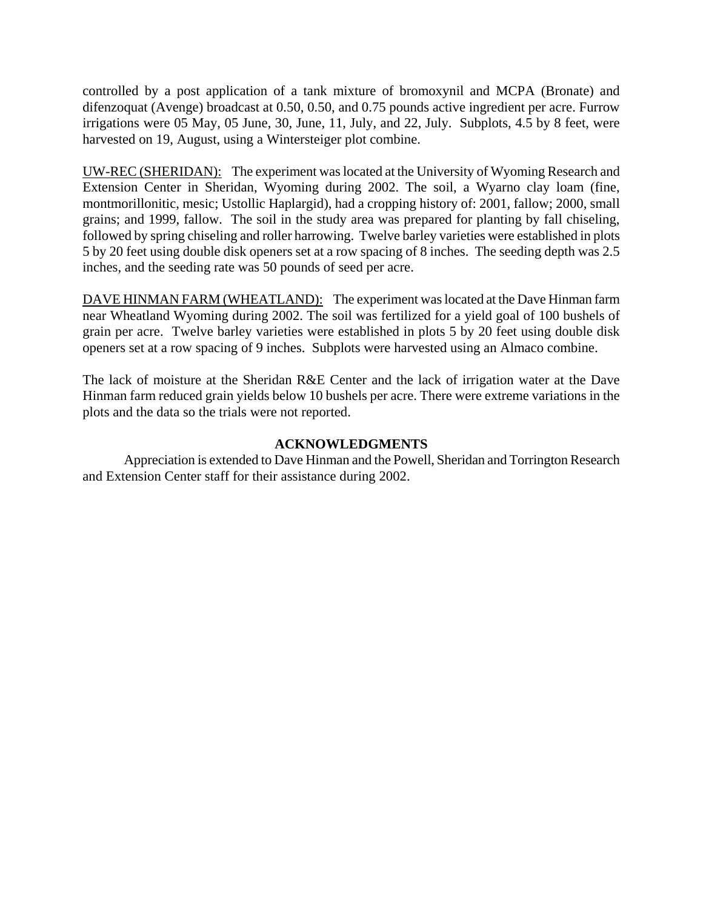controlled by a post application of a tank mixture of bromoxynil and MCPA (Bronate) and difenzoquat (Avenge) broadcast at 0.50, 0.50, and 0.75 pounds active ingredient per acre. Furrow irrigations were 05 May, 05 June, 30, June, 11, July, and 22, July. Subplots, 4.5 by 8 feet, were harvested on 19, August, using a Wintersteiger plot combine.

UW-REC (SHERIDAN): The experiment was located at the University of Wyoming Research and Extension Center in Sheridan, Wyoming during 2002. The soil, a Wyarno clay loam (fine, montmorillonitic, mesic; Ustollic Haplargid), had a cropping history of: 2001, fallow; 2000, small grains; and 1999, fallow. The soil in the study area was prepared for planting by fall chiseling, followed by spring chiseling and roller harrowing. Twelve barley varieties were established in plots 5 by 20 feet using double disk openers set at a row spacing of 8 inches. The seeding depth was 2.5 inches, and the seeding rate was 50 pounds of seed per acre.

DAVE HINMAN FARM (WHEATLAND): The experiment was located at the Dave Hinman farm near Wheatland Wyoming during 2002. The soil was fertilized for a yield goal of 100 bushels of grain per acre. Twelve barley varieties were established in plots 5 by 20 feet using double disk openers set at a row spacing of 9 inches. Subplots were harvested using an Almaco combine.

The lack of moisture at the Sheridan R&E Center and the lack of irrigation water at the Dave Hinman farm reduced grain yields below 10 bushels per acre. There were extreme variations in the plots and the data so the trials were not reported.

## ACKNOWLEDGMENTS

Appreciation is extended to Dave Hinman and the Powell, Sheridan and Torrington Research and Extension Center staff for their assistance during 2002.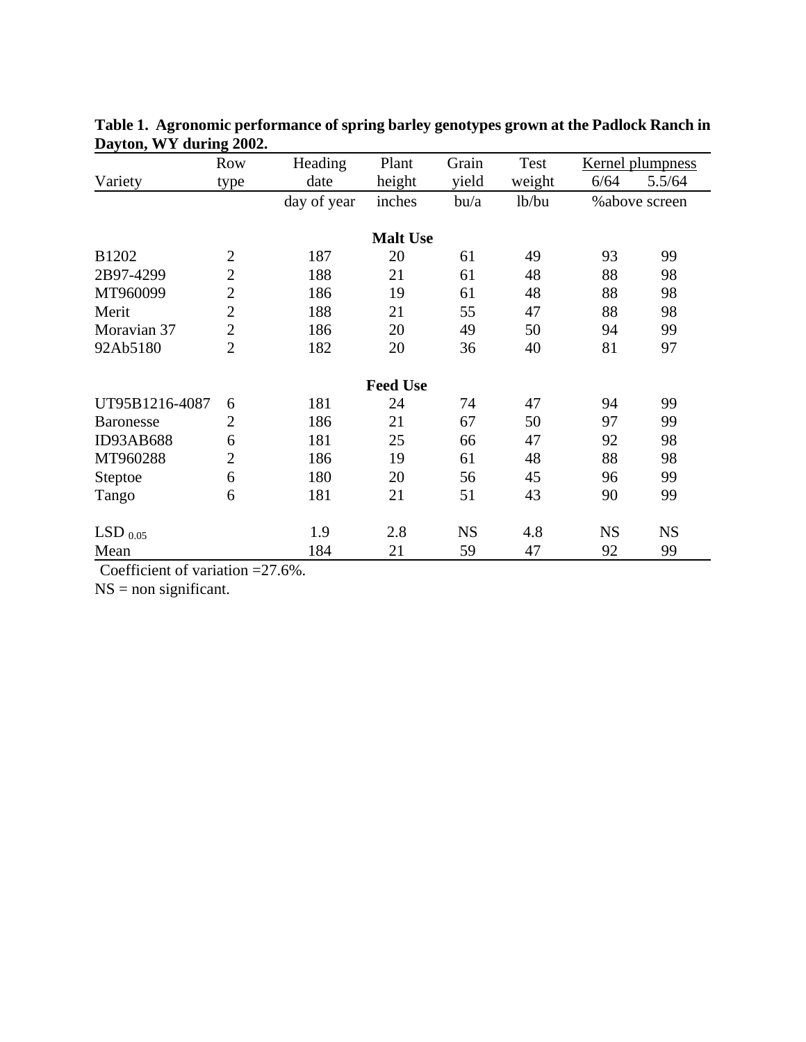**Table 1. Agronomic performance of spring barley genotypes grown at the Padlock Ranch in Dayton, WY during 2002.**

| Variety | Row type | Heading date | Plant height | Grain yield | Test weight | Kernel plumpness | |
|---|---|---|---|---|---|---|---|
| | | | | | | 6/64 | 5.5/64 |
| | | day of year | inches | bu/a | lb/bu | %above screen | |
| **Malt Use** | | | | | | | |
| B1202 | 2 | 187 | 20 | 61 | 49 | 93 | 99 |
| 2B97-4299 | 2 | 188 | 21 | 61 | 48 | 88 | 98 |
| MT960099 | 2 | 186 | 19 | 61 | 48 | 88 | 98 |
| Merit | 2 | 188 | 21 | 55 | 47 | 88 | 98 |
| Moravian 37 | 2 | 186 | 20 | 49 | 50 | 94 | 99 |
| 92Ab5180 | 2 | 182 | 20 | 36 | 40 | 81 | 97 |
| **Feed Use** | | | | | | | |
| UT95B1216-4087 | 6 | 181 | 24 | 74 | 47 | 94 | 99 |
| Baronesse | 2 | 186 | 21 | 67 | 50 | 97 | 99 |
| ID93AB688 | 6 | 181 | 25 | 66 | 47 | 92 | 98 |
| MT960288 | 2 | 186 | 19 | 61 | 48 | 88 | 98 |
| Steptoe | 6 | 180 | 20 | 56 | 45 | 96 | 99 |
| Tango | 6 | 181 | 21 | 51 | 43 | 90 | 99 |
| $LSD_{0.05}$ | | 1.9 | 2.8 | NS | 4.8 | NS | NS |
| Mean | | 184 | 21 | 59 | 47 | 92 | 99 |

Coefficient of variation =27.6%.

NS = non significant.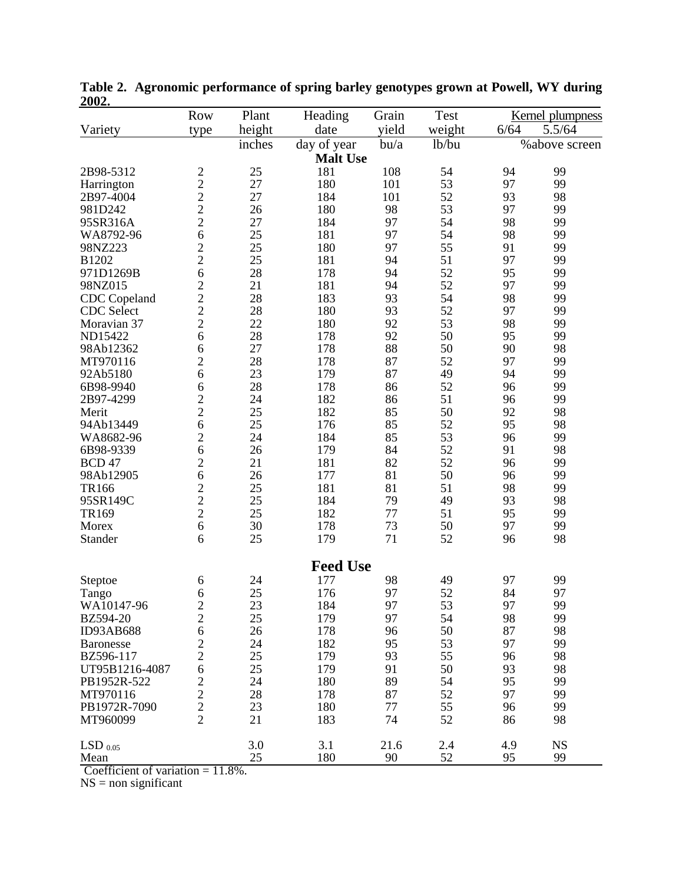**Table 2. Agronomic performance of spring barley genotypes grown at Powell, WY during 2002.**

| Variety | Row type | Plant height | Heading date | Grain yield | Test weight | Kernel plumpness 6/64 | Kernel plumpness 5.5/64 |
|---|---|---|---|---|---|---|---|
| | | inches | day of year | bu/a | lb/bu | %above screen | |
| **Malt Use** | | | | | | | |
| 2B98-5312 | 2 | 25 | 181 | 108 | 54 | 94 | 99 |
| Harrington | 2 | 27 | 180 | 101 | 53 | 97 | 99 |
| 2B97-4004 | 2 | 27 | 184 | 101 | 52 | 93 | 98 |
| 981D242 | 2 | 26 | 180 | 98 | 53 | 97 | 99 |
| 95SR316A | 2 | 27 | 184 | 97 | 54 | 98 | 99 |
| WA8792-96 | 6 | 25 | 181 | 97 | 54 | 98 | 99 |
| 98NZ223 | 2 | 25 | 180 | 97 | 55 | 91 | 99 |
| B1202 | 2 | 25 | 181 | 94 | 51 | 97 | 99 |
| 971D1269B | 6 | 28 | 178 | 94 | 52 | 95 | 99 |
| 98NZ015 | 2 | 21 | 181 | 94 | 52 | 97 | 99 |
| CDC Copeland | 2 | 28 | 183 | 93 | 54 | 98 | 99 |
| CDC Select | 2 | 28 | 180 | 93 | 52 | 97 | 99 |
| Moravian 37 | 2 | 22 | 180 | 92 | 53 | 98 | 99 |
| ND15422 | 6 | 28 | 178 | 92 | 50 | 95 | 99 |
| 98Ab12362 | 6 | 27 | 178 | 88 | 50 | 90 | 98 |
| MT970116 | 2 | 28 | 178 | 87 | 52 | 97 | 99 |
| 92Ab5180 | 6 | 23 | 179 | 87 | 49 | 94 | 99 |
| 6B98-9940 | 6 | 28 | 178 | 86 | 52 | 96 | 99 |
| 2B97-4299 | 2 | 24 | 182 | 86 | 51 | 96 | 99 |
| Merit | 2 | 25 | 182 | 85 | 50 | 92 | 98 |
| 94Ab13449 | 6 | 25 | 176 | 85 | 52 | 95 | 98 |
| WA8682-96 | 2 | 24 | 184 | 85 | 53 | 96 | 99 |
| 6B98-9339 | 6 | 26 | 179 | 84 | 52 | 91 | 98 |
| BCD 47 | 2 | 21 | 181 | 82 | 52 | 96 | 99 |
| 98Ab12905 | 6 | 26 | 177 | 81 | 50 | 96 | 99 |
| TR166 | 2 | 25 | 181 | 81 | 51 | 98 | 99 |
| 95SR149C | 2 | 25 | 184 | 79 | 49 | 93 | 98 |
| TR169 | 2 | 25 | 182 | 77 | 51 | 95 | 99 |
| Morex | 6 | 30 | 178 | 73 | 50 | 97 | 99 |
| Stander | 6 | 25 | 179 | 71 | 52 | 96 | 98 |
| **Feed Use** | | | | | | | |
| Steptoe | 6 | 24 | 177 | 98 | 49 | 97 | 99 |
| Tango | 6 | 25 | 176 | 97 | 52 | 84 | 97 |
| WA10147-96 | 2 | 23 | 184 | 97 | 53 | 97 | 99 |
| BZ594-20 | 2 | 25 | 179 | 97 | 54 | 98 | 99 |
| ID93AB688 | 6 | 26 | 178 | 96 | 50 | 87 | 98 |
| Baronesse | 2 | 24 | 182 | 95 | 53 | 97 | 99 |
| BZ596-117 | 2 | 25 | 179 | 93 | 55 | 96 | 98 |
| UT95B1216-4087 | 6 | 25 | 179 | 91 | 50 | 93 | 98 |
| PB1952R-522 | 2 | 24 | 180 | 89 | 54 | 95 | 99 |
| MT970116 | 2 | 28 | 178 | 87 | 52 | 97 | 99 |
| PB1972R-7090 | 2 | 23 | 180 | 77 | 55 | 96 | 99 |
| MT960099 | 2 | 21 | 183 | 74 | 52 | 86 | 98 |
| $LSD_{0.05}$ | | 3.0 | 3.1 | 21.6 | 2.4 | 4.9 | NS |
| Mean | | 25 | 180 | 90 | 52 | 95 | 99 |

Coefficient of variation = 11.8%.
NS = non significant